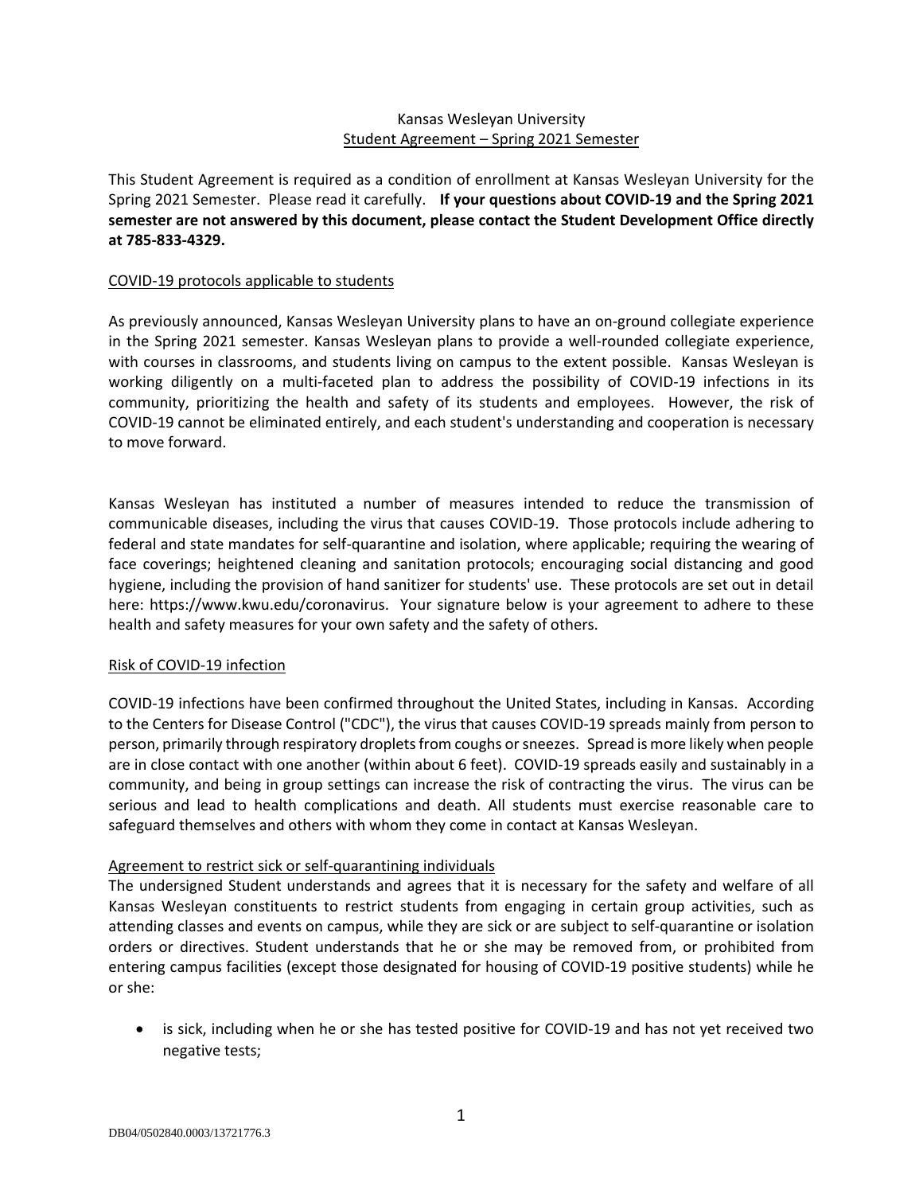# Kansas Wesleyan University

## Student Agreement – Spring 2021 Semester

This Student Agreement is required as a condition of enrollment at Kansas Wesleyan University for the Spring 2021 Semester. Please read it carefully. **If your questions about COVID-19 and the Spring 2021 semester are not answered by this document, please contact the Student Development Office directly at 785-833-4329.**

### COVID-19 protocols applicable to students

As previously announced, Kansas Wesleyan University plans to have an on-ground collegiate experience in the Spring 2021 semester. Kansas Wesleyan plans to provide a well-rounded collegiate experience, with courses in classrooms, and students living on campus to the extent possible. Kansas Wesleyan is working diligently on a multi-faceted plan to address the possibility of COVID-19 infections in its community, prioritizing the health and safety of its students and employees. However, the risk of COVID-19 cannot be eliminated entirely, and each student's understanding and cooperation is necessary to move forward.

Kansas Wesleyan has instituted a number of measures intended to reduce the transmission of communicable diseases, including the virus that causes COVID-19. Those protocols include adhering to federal and state mandates for self-quarantine and isolation, where applicable; requiring the wearing of face coverings; heightened cleaning and sanitation protocols; encouraging social distancing and good hygiene, including the provision of hand sanitizer for students' use. These protocols are set out in detail here: https://www.kwu.edu/coronavirus. Your signature below is your agreement to adhere to these health and safety measures for your own safety and the safety of others.

### Risk of COVID-19 infection

COVID-19 infections have been confirmed throughout the United States, including in Kansas. According to the Centers for Disease Control ("CDC"), the virus that causes COVID-19 spreads mainly from person to person, primarily through respiratory droplets from coughs or sneezes. Spread is more likely when people are in close contact with one another (within about 6 feet). COVID-19 spreads easily and sustainably in a community, and being in group settings can increase the risk of contracting the virus. The virus can be serious and lead to health complications and death. All students must exercise reasonable care to safeguard themselves and others with whom they come in contact at Kansas Wesleyan.

### Agreement to restrict sick or self-quarantining individuals

The undersigned Student understands and agrees that it is necessary for the safety and welfare of all Kansas Wesleyan constituents to restrict students from engaging in certain group activities, such as attending classes and events on campus, while they are sick or are subject to self-quarantine or isolation orders or directives. Student understands that he or she may be removed from, or prohibited from entering campus facilities (except those designated for housing of COVID-19 positive students) while he or she:

- is sick, including when he or she has tested positive for COVID-19 and has not yet received two negative tests;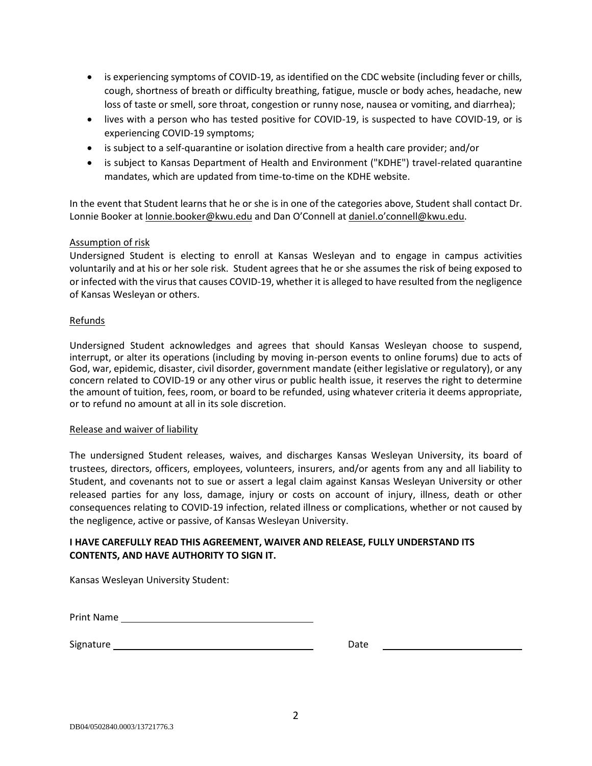- is experiencing symptoms of COVID-19, as identified on the CDC website (including fever or chills, cough, shortness of breath or difficulty breathing, fatigue, muscle or body aches, headache, new loss of taste or smell, sore throat, congestion or runny nose, nausea or vomiting, and diarrhea);
- lives with a person who has tested positive for COVID-19, is suspected to have COVID-19, or is experiencing COVID-19 symptoms;
- is subject to a self-quarantine or isolation directive from a health care provider; and/or
- is subject to Kansas Department of Health and Environment ("KDHE") travel-related quarantine mandates, which are updated from time-to-time on the KDHE website.

In the event that Student learns that he or she is in one of the categories above, Student shall contact Dr. Lonnie Booker at lonnie.booker@kwu.edu and Dan O'Connell at daniel.o'connell@kwu.edu.

Assumption of risk

Undersigned Student is electing to enroll at Kansas Wesleyan and to engage in campus activities voluntarily and at his or her sole risk. Student agrees that he or she assumes the risk of being exposed to or infected with the virus that causes COVID-19, whether it is alleged to have resulted from the negligence of Kansas Wesleyan or others.

Refunds

Undersigned Student acknowledges and agrees that should Kansas Wesleyan choose to suspend, interrupt, or alter its operations (including by moving in-person events to online forums) due to acts of God, war, epidemic, disaster, civil disorder, government mandate (either legislative or regulatory), or any concern related to COVID-19 or any other virus or public health issue, it reserves the right to determine the amount of tuition, fees, room, or board to be refunded, using whatever criteria it deems appropriate, or to refund no amount at all in its sole discretion.

Release and waiver of liability

The undersigned Student releases, waives, and discharges Kansas Wesleyan University, its board of trustees, directors, officers, employees, volunteers, insurers, and/or agents from any and all liability to Student, and covenants not to sue or assert a legal claim against Kansas Wesleyan University or other released parties for any loss, damage, injury or costs on account of injury, illness, death or other consequences relating to COVID-19 infection, related illness or complications, whether or not caused by the negligence, active or passive, of Kansas Wesleyan University.

**I HAVE CAREFULLY READ THIS AGREEMENT, WAIVER AND RELEASE, FULLY UNDERSTAND ITS CONTENTS, AND HAVE AUTHORITY TO SIGN IT.**

Kansas Wesleyan University Student:

Print Name ______________________________

Signature ______________________________ Date ______________________

DB04/0502840.0003/13721776.3